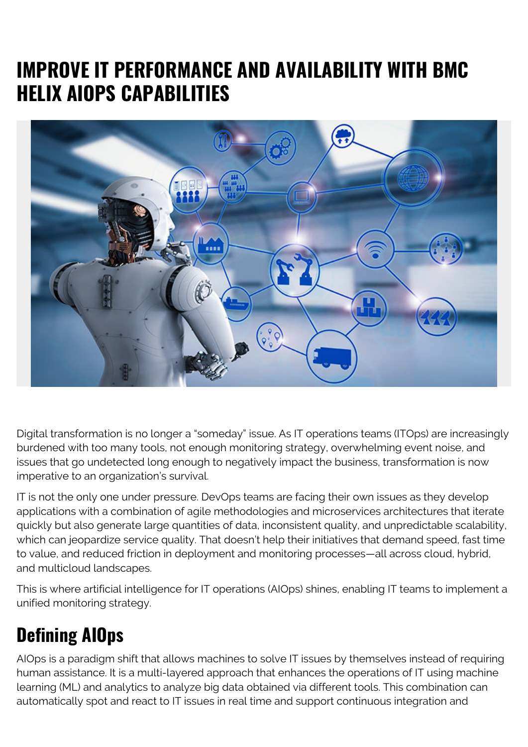# IMPROVE IT PERFORMANCE AND AVAILABILITY WITH BMC HELIX AIOPS CAPABILITIES

Digital transformation is no longer a "someday" issue. As IT operations teams (ITOps) are increasingly burdened with too many tools, not enough monitoring strategy, overwhelming event noise, and issues that go undetected long enough to negatively impact the business, transformation is now imperative to an organization's survival.

IT is not the only one under pressure. DevOps teams are facing their own issues as they develop applications with a combination of agile methodologies and microservices architectures that iterate quickly but also generate large quantities of data, inconsistent quality, and unpredictable scalability, which can jeopardize service quality. That doesn't help their initiatives that demand speed, fast time to value, and reduced friction in deployment and monitoring processes—all across cloud, hybrid, and multicloud landscapes.

This is where artificial intelligence for IT operations (AIOps) shines, enabling IT teams to implement a unified monitoring strategy.

## Defining AIOps

AIOps is a paradigm shift that allows machines to solve IT issues by themselves instead of requiring human assistance. It is a multi-layered approach that enhances the operations of IT using machine learning (ML) and analytics to analyze big data obtained via different tools. This combination can automatically spot and react to IT issues in real time and support continuous integration and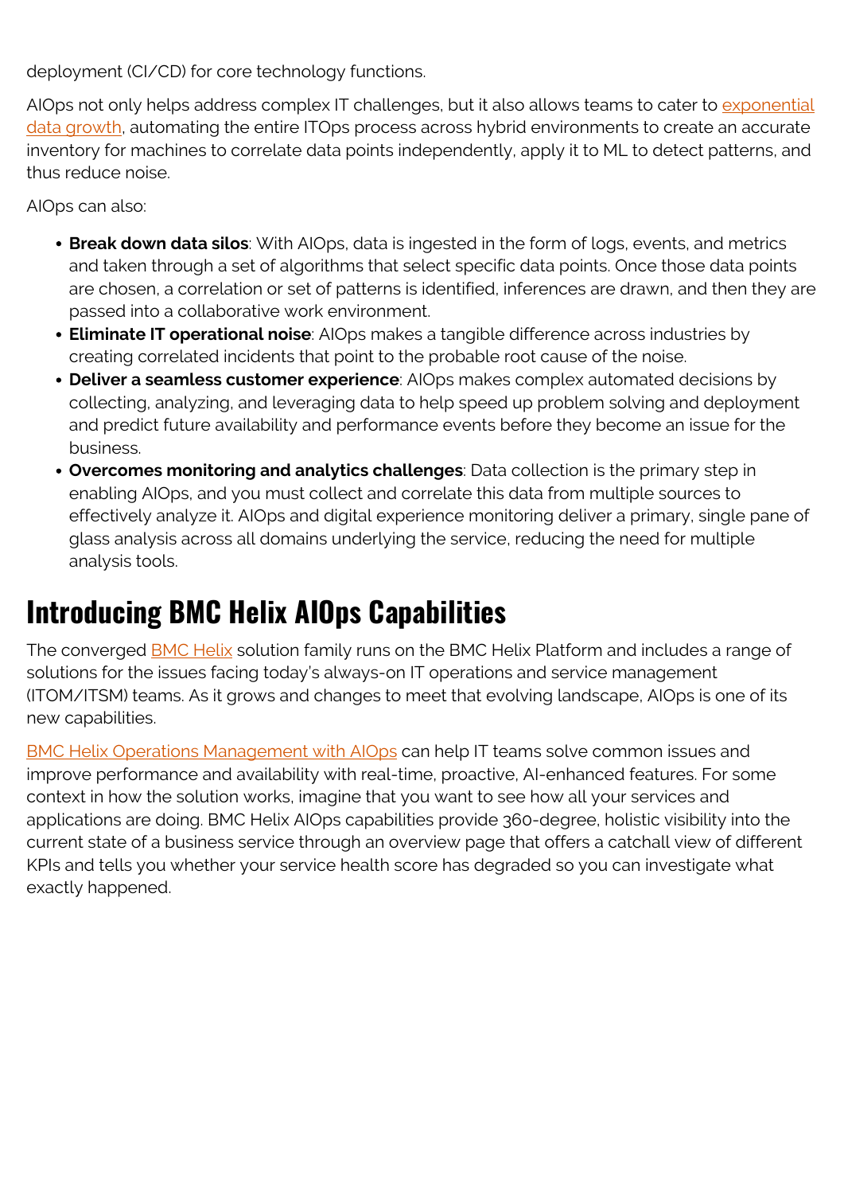deployment (CI/CD) for core technology functions.

AIOps not only helps address complex IT challenges, but it also allows teams to cater to exponential data growth, automating the entire ITOps process across hybrid environments to create an accurate inventory for machines to correlate data points independently, apply it to ML to detect patterns, and thus reduce noise.

AIOps can also:

- **Break down data silos**: With AIOps, data is ingested in the form of logs, events, and metrics and taken through a set of algorithms that select specific data points. Once those data points are chosen, a correlation or set of patterns is identified, inferences are drawn, and then they are passed into a collaborative work environment.
- **Eliminate IT operational noise**: AIOps makes a tangible difference across industries by creating correlated incidents that point to the probable root cause of the noise.
- **Deliver a seamless customer experience**: AIOps makes complex automated decisions by collecting, analyzing, and leveraging data to help speed up problem solving and deployment and predict future availability and performance events before they become an issue for the business.
- **Overcomes monitoring and analytics challenges**: Data collection is the primary step in enabling AIOps, and you must collect and correlate this data from multiple sources to effectively analyze it. AIOps and digital experience monitoring deliver a primary, single pane of glass analysis across all domains underlying the service, reducing the need for multiple analysis tools.

## Introducing BMC Helix AIOps Capabilities

The converged BMC Helix solution family runs on the BMC Helix Platform and includes a range of solutions for the issues facing today's always-on IT operations and service management (ITOM/ITSM) teams. As it grows and changes to meet that evolving landscape, AIOps is one of its new capabilities.

BMC Helix Operations Management with AIOps can help IT teams solve common issues and improve performance and availability with real-time, proactive, AI-enhanced features. For some context in how the solution works, imagine that you want to see how all your services and applications are doing. BMC Helix AIOps capabilities provide 360-degree, holistic visibility into the current state of a business service through an overview page that offers a catchall view of different KPIs and tells you whether your service health score has degraded so you can investigate what exactly happened.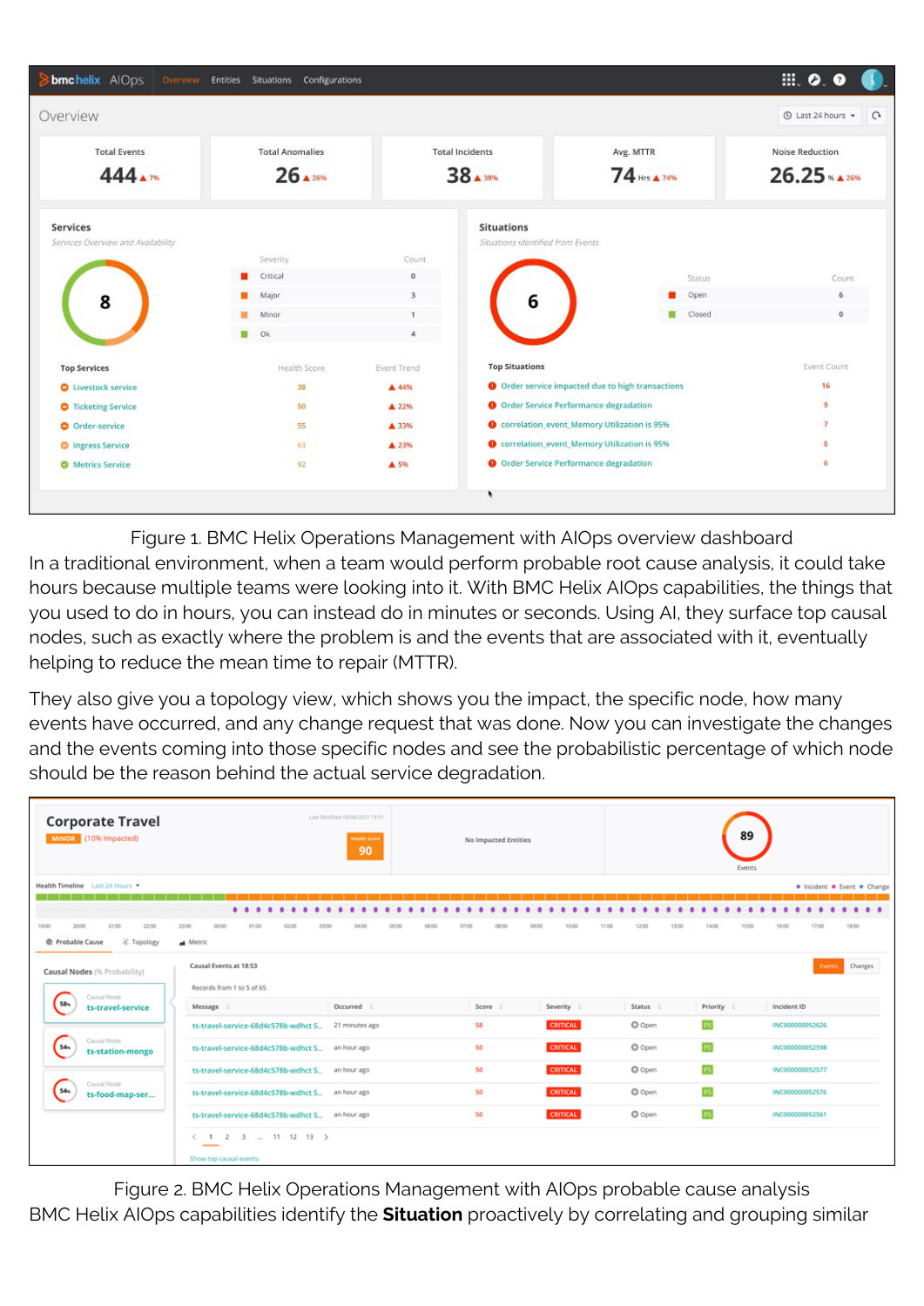Figure 1. BMC Helix Operations Management with AIOps overview dashboard

In a traditional environment, when a team would perform probable root cause analysis, it could take hours because multiple teams were looking into it. With BMC Helix AIOps capabilities, the things that you used to do in hours, you can instead do in minutes or seconds. Using AI, they surface top causal nodes, such as exactly where the problem is and the events that are associated with it, eventually helping to reduce the mean time to repair (MTTR).

They also give you a topology view, which shows you the impact, the specific node, how many events have occurred, and any change request that was done. Now you can investigate the changes and the events coming into those specific nodes and see the probabilistic percentage of which node should be the reason behind the actual service degradation.

Figure 2. BMC Helix Operations Management with AIOps probable cause analysis

BMC Helix AIOps capabilities identify the **Situation** proactively by correlating and grouping similar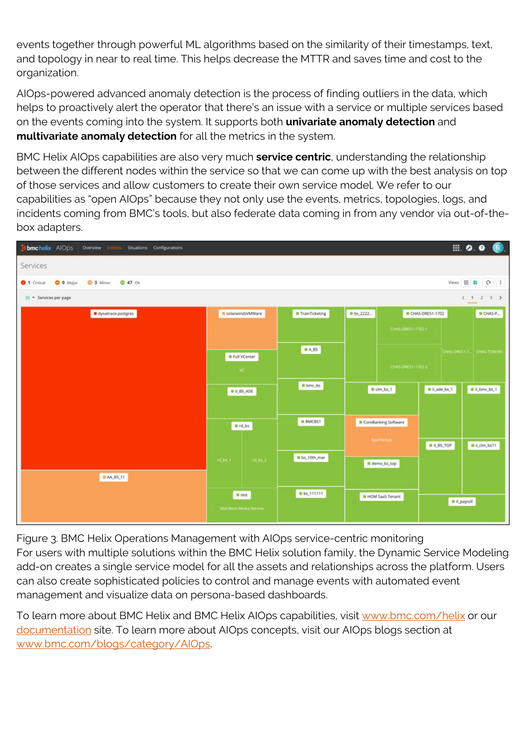events together through powerful ML algorithms based on the similarity of their timestamps, text, and topology in near to real time. This helps decrease the MTTR and saves time and cost to the organization.

AIOps-powered advanced anomaly detection is the process of finding outliers in the data, which helps to proactively alert the operator that there's an issue with a service or multiple services based on the events coming into the system. It supports both **univariate anomaly detection** and **multivariate anomaly detection** for all the metrics in the system.

BMC Helix AIOps capabilities are also very much **service centric**, understanding the relationship between the different nodes within the service so that we can come up with the best analysis on top of those services and allow customers to create their own service model. We refer to our capabilities as "open AIOps" because they not only use the events, metrics, topologies, logs, and incidents coming from BMC's tools, but also federate data coming in from any vendor via out-of-the-box adapters.

Figure 3. BMC Helix Operations Management with AIOps service-centric monitoring

For users with multiple solutions within the BMC Helix solution family, the Dynamic Service Modeling add-on creates a single service model for all the assets and relationships across the platform. Users can also create sophisticated policies to control and manage events with automated event management and visualize data on persona-based dashboards.

To learn more about BMC Helix and BMC Helix AIOps capabilities, visit [www.bmc.com/helix](www.bmc.com/helix) or our [documentation](documentation) site. To learn more about AIOps concepts, visit our AIOps blogs section at [www.bmc.com/blogs/category/AIOps](www.bmc.com/blogs/category/AIOps).